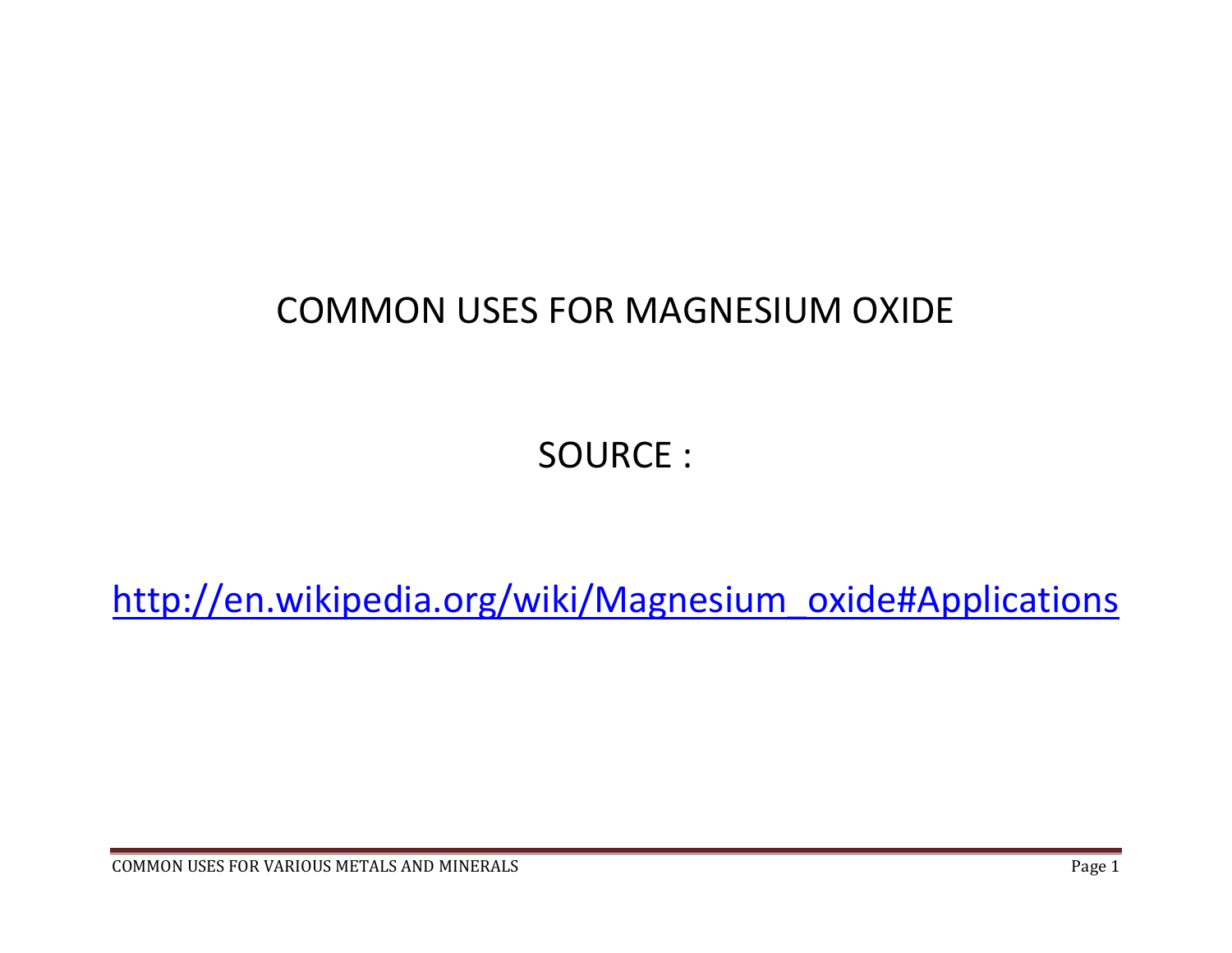# COMMON USES FOR MAGNESIUM OXIDE

SOURCE :

http://en.wikipedia.org/wiki/Magnesium_oxide#Applications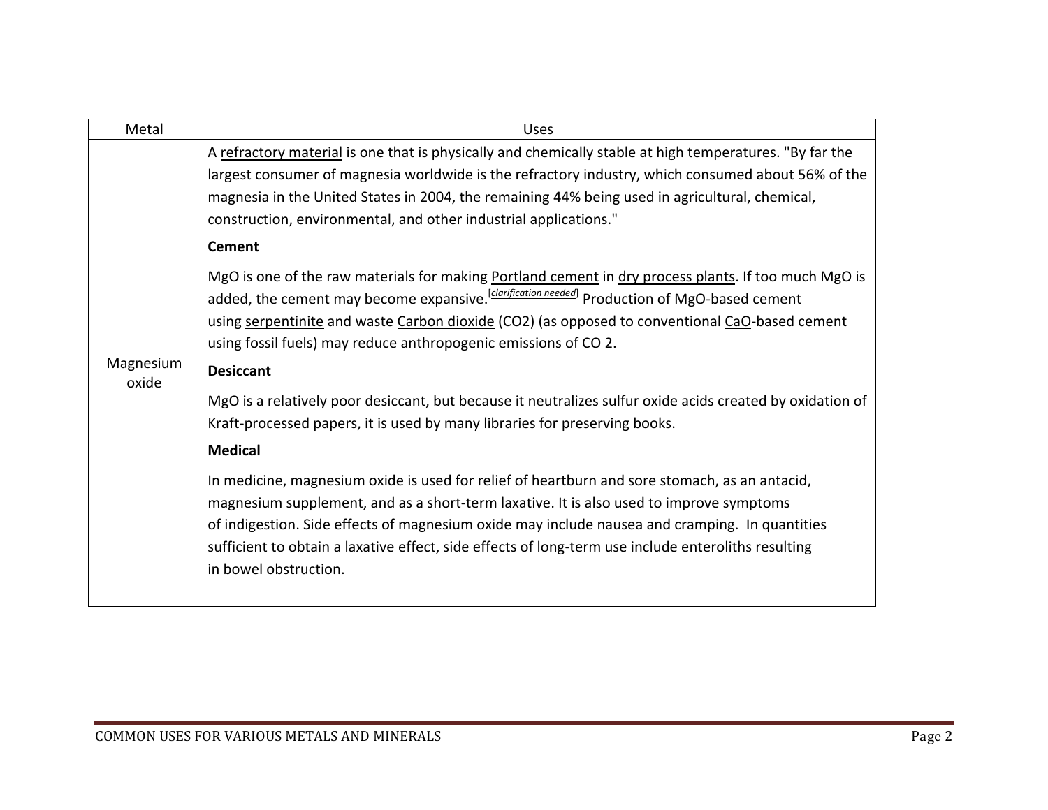| Metal | Uses |
| --- | --- |
| Magnesium oxide | A refractory material is one that is physically and chemically stable at high temperatures. "By far the largest consumer of magnesia worldwide is the refractory industry, which consumed about 56% of the magnesia in the United States in 2004, the remaining 44% being used in agricultural, chemical, construction, environmental, and other industrial applications." <br><br> **Cement** <br><br> MgO is one of the raw materials for making Portland cement in dry process plants. If too much MgO is added, the cement may become expansive.[clarification needed] Production of MgO-based cement using serpentinite and waste Carbon dioxide ($CO_2$) (as opposed to conventional CaO-based cement using fossil fuels) may reduce anthropogenic emissions of $CO_2$. <br><br> **Desiccant** <br><br> MgO is a relatively poor desiccant, but because it neutralizes sulfur oxide acids created by oxidation of Kraft-processed papers, it is used by many libraries for preserving books. <br><br> **Medical** <br><br> In medicine, magnesium oxide is used for relief of heartburn and sore stomach, as an antacid, magnesium supplement, and as a short-term laxative. It is also used to improve symptoms of indigestion. Side effects of magnesium oxide may include nausea and cramping. In quantities sufficient to obtain a laxative effect, side effects of long-term use include enteroliths resulting in bowel obstruction. |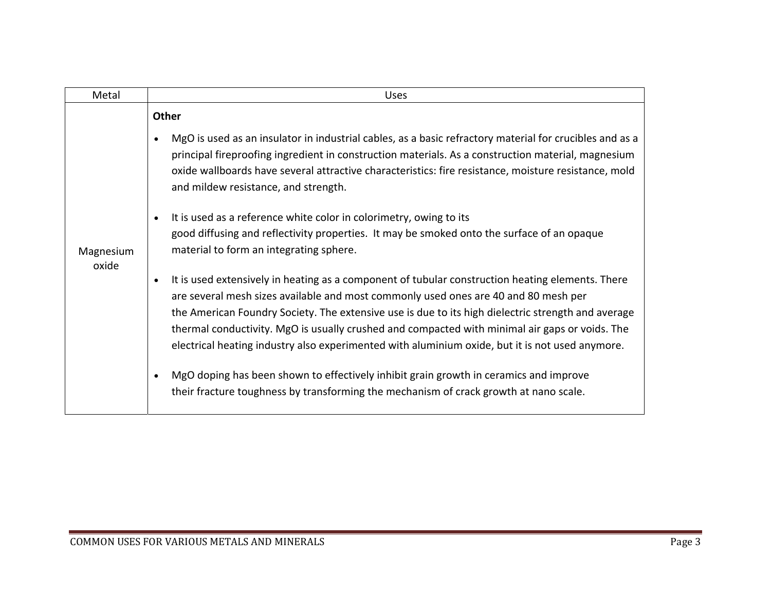| Metal | Uses |
| --- | --- |
| Magnesium oxide | **Other**<br><br>• MgO is used as an insulator in industrial cables, as a basic refractory material for crucibles and as a principal fireproofing ingredient in construction materials. As a construction material, magnesium oxide wallboards have several attractive characteristics: fire resistance, moisture resistance, mold and mildew resistance, and strength.<br><br>• It is used as a reference white color in colorimetry, owing to its good diffusing and reflectivity properties. It may be smoked onto the surface of an opaque material to form an integrating sphere.<br><br>• It is used extensively in heating as a component of tubular construction heating elements. There are several mesh sizes available and most commonly used ones are 40 and 80 mesh per the American Foundry Society. The extensive use is due to its high dielectric strength and average thermal conductivity. MgO is usually crushed and compacted with minimal air gaps or voids. The electrical heating industry also experimented with aluminium oxide, but it is not used anymore.<br><br>• MgO doping has been shown to effectively inhibit grain growth in ceramics and improve their fracture toughness by transforming the mechanism of crack growth at nano scale. |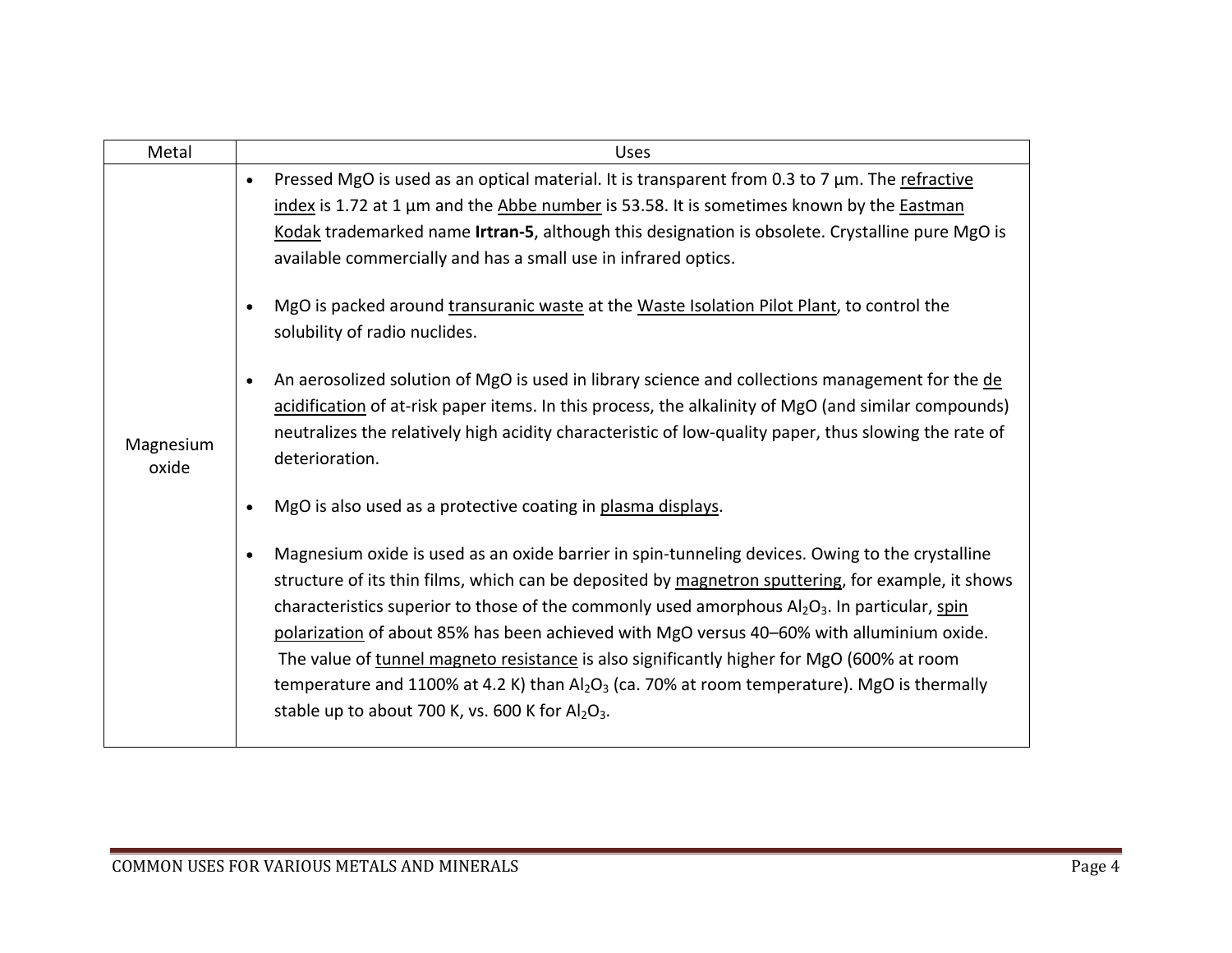| Metal | Uses |
|---|---|
| Magnesium oxide | • Pressed MgO is used as an optical material. It is transparent from 0.3 to 7 µm. The refractive index is 1.72 at 1 µm and the Abbe number is 53.58. It is sometimes known by the Eastman Kodak trademarked name **Irtran-5**, although this designation is obsolete. Crystalline pure MgO is available commercially and has a small use in infrared optics.<br><br>• MgO is packed around transuranic waste at the Waste Isolation Pilot Plant, to control the solubility of radio nuclides.<br><br>• An aerosolized solution of MgO is used in library science and collections management for the de acidification of at-risk paper items. In this process, the alkalinity of MgO (and similar compounds) neutralizes the relatively high acidity characteristic of low-quality paper, thus slowing the rate of deterioration.<br><br>• MgO is also used as a protective coating in plasma displays.<br><br>• Magnesium oxide is used as an oxide barrier in spin-tunneling devices. Owing to the crystalline structure of its thin films, which can be deposited by magnetron sputtering, for example, it shows characteristics superior to those of the commonly used amorphous $Al_2O_3$. In particular, spin polarization of about 85% has been achieved with MgO versus 40–60% with alluminium oxide. The value of tunnel magneto resistance is also significantly higher for MgO (600% at room temperature and 1100% at 4.2 K) than $Al_2O_3$ (ca. 70% at room temperature). MgO is thermally stable up to about 700 K, vs. 600 K for $Al_2O_3$. |